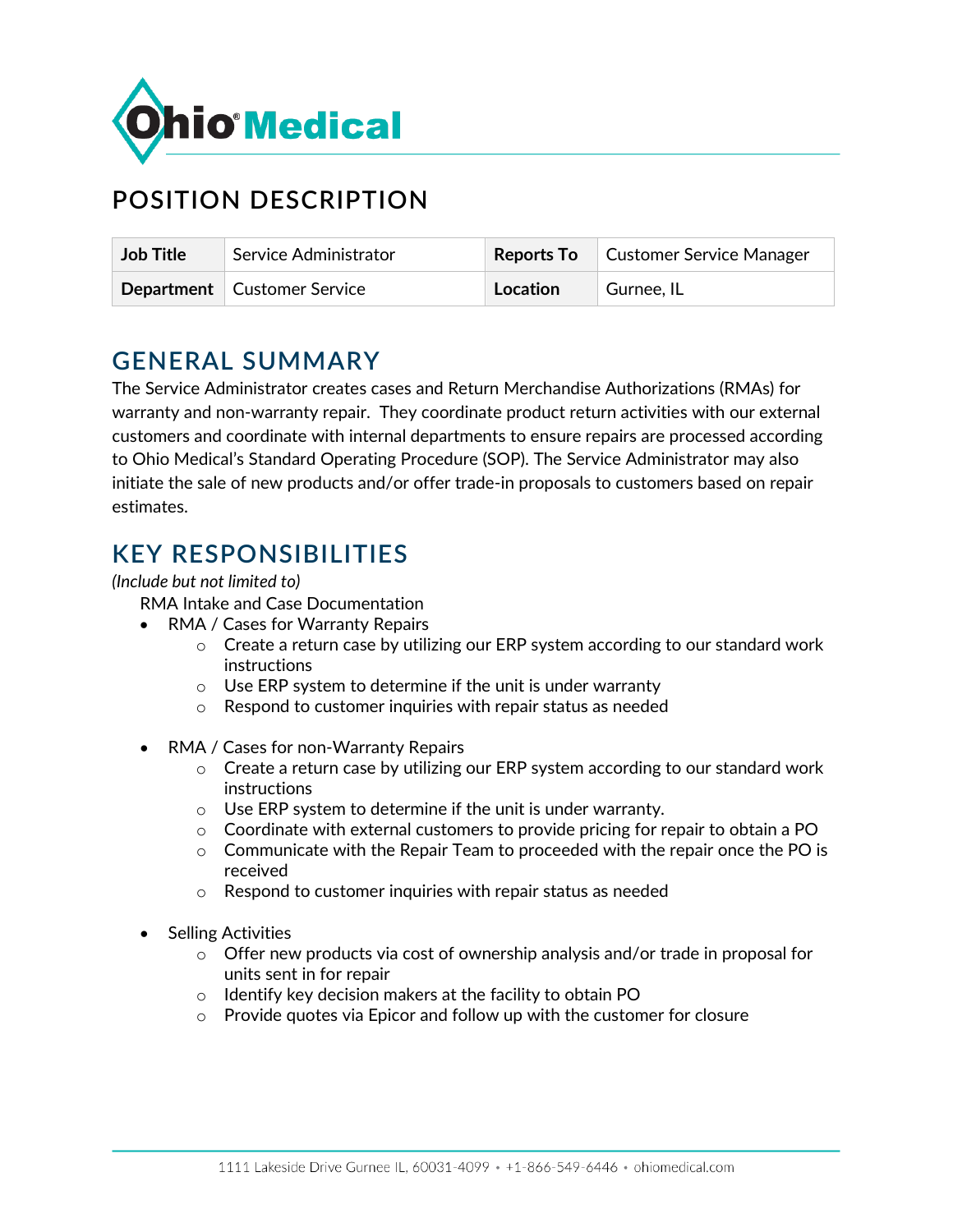# POSITION DESCRIPTION

| **Job Title** | Service Administrator | **Reports To** | Customer Service Manager |
|---|---|---|---|
| **Department** | Customer Service | **Location** | Gurnee, IL |

## GENERAL SUMMARY

The Service Administrator creates cases and Return Merchandise Authorizations (RMAs) for warranty and non-warranty repair. They coordinate product return activities with our external customers and coordinate with internal departments to ensure repairs are processed according to Ohio Medical's Standard Operating Procedure (SOP). The Service Administrator may also initiate the sale of new products and/or offer trade-in proposals to customers based on repair estimates.

## KEY RESPONSIBILITIES

*(Include but not limited to)*

RMA Intake and Case Documentation

- RMA / Cases for Warranty Repairs
  - Create a return case by utilizing our ERP system according to our standard work instructions
  - Use ERP system to determine if the unit is under warranty
  - Respond to customer inquiries with repair status as needed

- RMA / Cases for non-Warranty Repairs
  - Create a return case by utilizing our ERP system according to our standard work instructions
  - Use ERP system to determine if the unit is under warranty.
  - Coordinate with external customers to provide pricing for repair to obtain a PO
  - Communicate with the Repair Team to proceeded with the repair once the PO is received
  - Respond to customer inquiries with repair status as needed

- Selling Activities
  - Offer new products via cost of ownership analysis and/or trade in proposal for units sent in for repair
  - Identify key decision makers at the facility to obtain PO
  - Provide quotes via Epicor and follow up with the customer for closure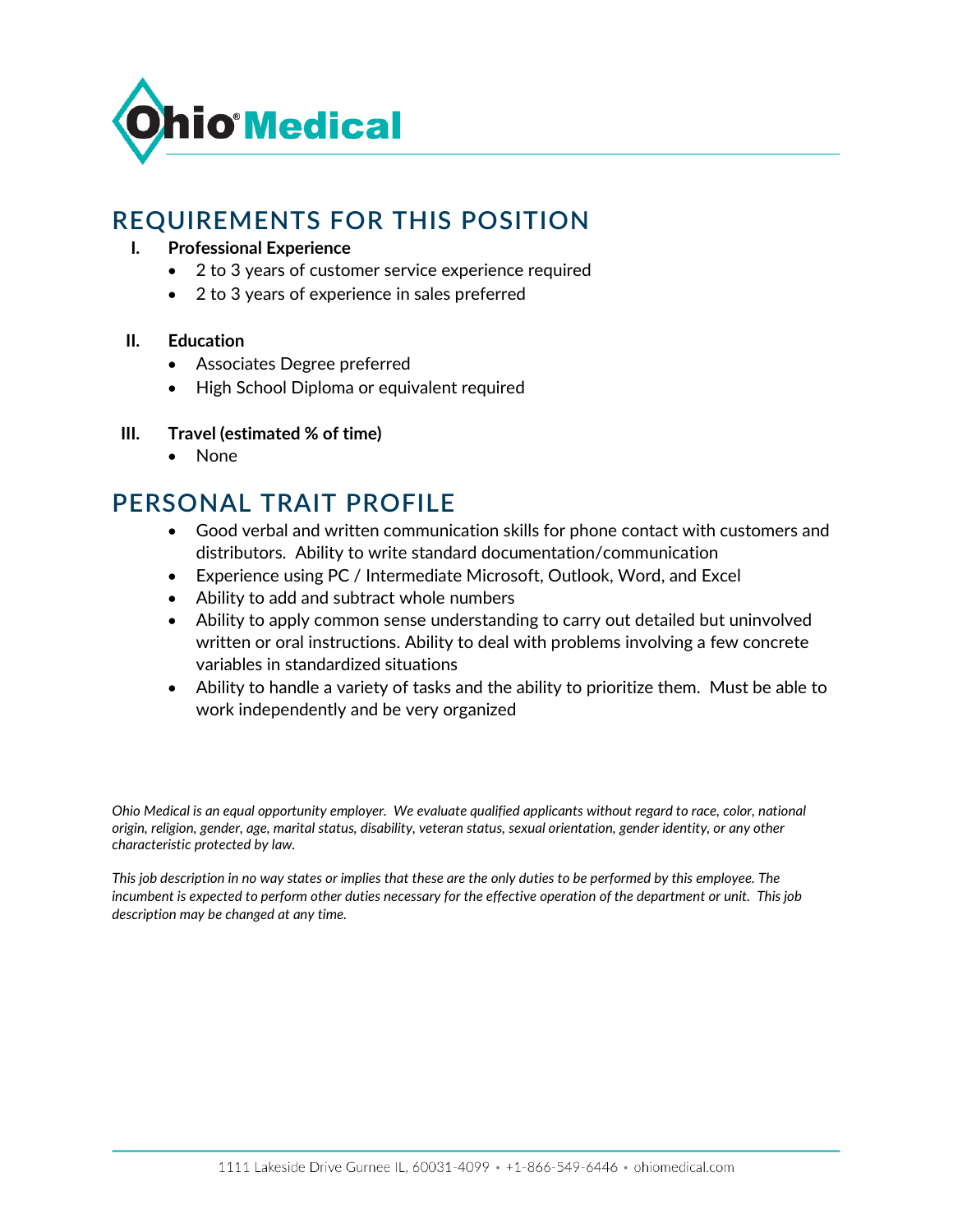## REQUIREMENTS FOR THIS POSITION

I. **Professional Experience**
   - 2 to 3 years of customer service experience required
   - 2 to 3 years of experience in sales preferred

II. **Education**
   - Associates Degree preferred
   - High School Diploma or equivalent required

III. **Travel (estimated % of time)**
   - None

## PERSONAL TRAIT PROFILE

- Good verbal and written communication skills for phone contact with customers and distributors. Ability to write standard documentation/communication
- Experience using PC / Intermediate Microsoft, Outlook, Word, and Excel
- Ability to add and subtract whole numbers
- Ability to apply common sense understanding to carry out detailed but uninvolved written or oral instructions. Ability to deal with problems involving a few concrete variables in standardized situations
- Ability to handle a variety of tasks and the ability to prioritize them. Must be able to work independently and be very organized

*Ohio Medical is an equal opportunity employer. We evaluate qualified applicants without regard to race, color, national origin, religion, gender, age, marital status, disability, veteran status, sexual orientation, gender identity, or any other characteristic protected by law.*

*This job description in no way states or implies that these are the only duties to be performed by this employee. The incumbent is expected to perform other duties necessary for the effective operation of the department or unit. This job description may be changed at any time.*